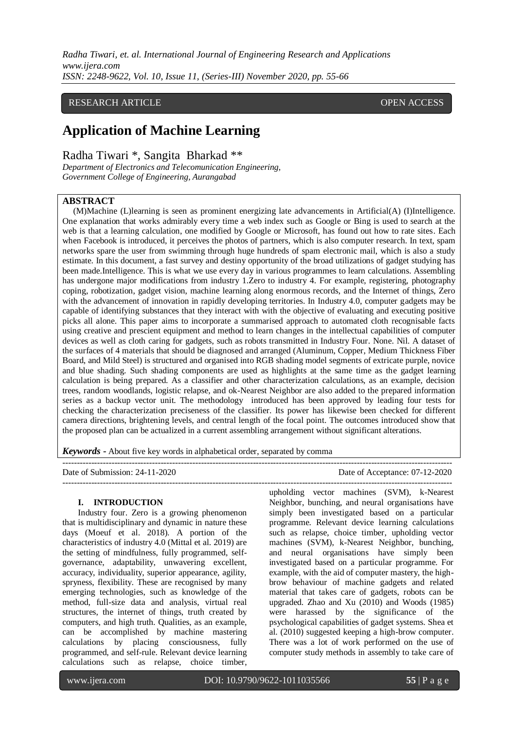RESEARCH ARTICLE OPEN ACCESS

# Application of Machine Learning

Radha Tiwari *, Sangita Bharkad **

*Department of Electronics and Telecomunication Engineering,*
*Government College of Engineering, Aurangabad*

## ABSTRACT

(M)Machine (L)learning is seen as prominent energizing late advancements in Artificial(A) (I)Intelligence. One explanation that works admirably every time a web index such as Google or Bing is used to search at the web is that a learning calculation, one modified by Google or Microsoft, has found out how to rate sites. Each when Facebook is introduced, it perceives the photos of partners, which is also computer research. In text, spam networks spare the user from swimming through huge hundreds of spam electronic mail, which is also a study estimate. In this document, a fast survey and destiny opportunity of the broad utilizations of gadget studying has been made.Intelligence. This is what we use every day in various programmes to learn calculations. Assembling has undergone major modifications from industry 1.Zero to industry 4. For example, registering, photography coping, robotization, gadget vision, machine learning along enormous records, and the Internet of things, Zero with the advancement of innovation in rapidly developing territories. In Industry 4.0, computer gadgets may be capable of identifying substances that they interact with with the objective of evaluating and executing positive picks all alone. This paper aims to incorporate a summarised approach to automated cloth recognisable facts using creative and prescient equipment and method to learn changes in the intellectual capabilities of computer devices as well as cloth caring for gadgets, such as robots transmitted in Industry Four. None. Nil. A dataset of the surfaces of 4 materials that should be diagnosed and arranged (Aluminum, Copper, Medium Thickness Fiber Board, and Mild Steel) is structured and organised into RGB shading model segments of extricate purple, novice and blue shading. Such shading components are used as highlights at the same time as the gadget learning calculation is being prepared. As a classifier and other characterization calculations, as an example, decision trees, random woodlands, logistic relapse, and ok-Nearest Neighbor are also added to the prepared information series as a backup vector unit. The methodology introduced has been approved by leading four tests for checking the characterization preciseness of the classifier. Its power has likewise been checked for different camera directions, brightening levels, and central length of the focal point. The outcomes introduced show that the proposed plan can be actualized in a current assembling arrangement without significant alterations.

***Keywords -*** About five key words in alphabetical order, separated by comma

---

Date of Submission: 24-11-2020 Date of Acceptance: 07-12-2020

---

## I. INTRODUCTION

Industry four. Zero is a growing phenomenon that is multidisciplinary and dynamic in nature these days (Moeuf et al. 2018). A portion of the characteristics of industry 4.0 (Mittal et al. 2019) are the setting of mindfulness, fully programmed, self-governance, adaptability, unwavering excellent, accuracy, individuality, superior appearance, agility, spryness, flexibility. These are recognised by many emerging technologies, such as knowledge of the method, full-size data and analysis, virtual real structures, the internet of things, truth created by computers, and high truth. Qualities, as an example, can be accomplished by machine mastering calculations by placing consciousness, fully programmed, and self-rule. Relevant device learning calculations such as relapse, choice timber, upholding vector machines (SVM), k-Nearest Neighbor, bunching, and neural organisations have simply been investigated based on a particular programme. Relevant device learning calculations such as relapse, choice timber, upholding vector machines (SVM), k-Nearest Neighbor, bunching, and neural organisations have simply been investigated based on a particular programme. For example, with the aid of computer mastery, the high-brow behaviour of machine gadgets and related material that takes care of gadgets, robots can be upgraded. Zhao and Xu (2010) and Woods (1985) were harassed by the significance of the psychological capabilities of gadget systems. Shea et al. (2010) suggested keeping a high-brow computer. There was a lot of work performed on the use of computer study methods in assembly to take care of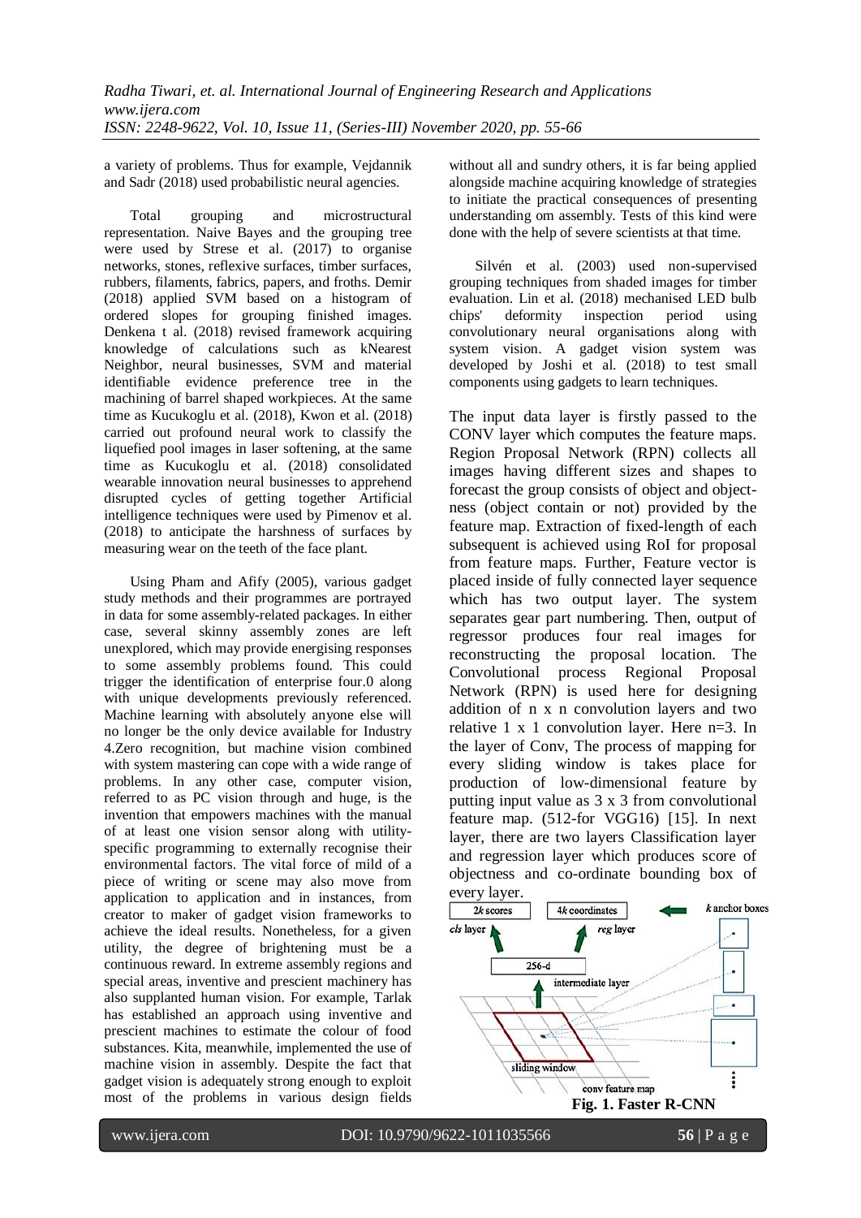a variety of problems. Thus for example, Vejdannik and Sadr (2018) used probabilistic neural agencies.

Total grouping and microstructural representation. Naive Bayes and the grouping tree were used by Strese et al. (2017) to organise networks, stones, reflexive surfaces, timber surfaces, rubbers, filaments, fabrics, papers, and froths. Demir (2018) applied SVM based on a histogram of ordered slopes for grouping finished images. Denkena t al. (2018) revised framework acquiring knowledge of calculations such as kNearest Neighbor, neural businesses, SVM and material identifiable evidence preference tree in the machining of barrel shaped workpieces. At the same time as Kucukoglu et al. (2018), Kwon et al. (2018) carried out profound neural work to classify the liquefied pool images in laser softening, at the same time as Kucukoglu et al. (2018) consolidated wearable innovation neural businesses to apprehend disrupted cycles of getting together Artificial intelligence techniques were used by Pimenov et al. (2018) to anticipate the harshness of surfaces by measuring wear on the teeth of the face plant.

Using Pham and Afify (2005), various gadget study methods and their programmes are portrayed in data for some assembly-related packages. In either case, several skinny assembly zones are left unexplored, which may provide energising responses to some assembly problems found. This could trigger the identification of enterprise four.0 along with unique developments previously referenced. Machine learning with absolutely anyone else will no longer be the only device available for Industry 4.Zero recognition, but machine vision combined with system mastering can cope with a wide range of problems. In any other case, computer vision, referred to as PC vision through and huge, is the invention that empowers machines with the manual of at least one vision sensor along with utility-specific programming to externally recognise their environmental factors. The vital force of mild of a piece of writing or scene may also move from application to application and in instances, from creator to maker of gadget vision frameworks to achieve the ideal results. Nonetheless, for a given utility, the degree of brightening must be a continuous reward. In extreme assembly regions and special areas, inventive and prescient machinery has also supplanted human vision. For example, Tarlak has established an approach using inventive and prescient machines to estimate the colour of food substances. Kita, meanwhile, implemented the use of machine vision in assembly. Despite the fact that gadget vision is adequately strong enough to exploit most of the problems in various design fields without all and sundry others, it is far being applied alongside machine acquiring knowledge of strategies to initiate the practical consequences of presenting understanding om assembly. Tests of this kind were done with the help of severe scientists at that time.

Silvén et al. (2003) used non-supervised grouping techniques from shaded images for timber evaluation. Lin et al. (2018) mechanised LED bulb chips' deformity inspection period using convolutionary neural organisations along with system vision. A gadget vision system was developed by Joshi et al. (2018) to test small components using gadgets to learn techniques.

The input data layer is firstly passed to the CONV layer which computes the feature maps. Region Proposal Network (RPN) collects all images having different sizes and shapes to forecast the group consists of object and object-ness (object contain or not) provided by the feature map. Extraction of fixed-length of each subsequent is achieved using RoI for proposal from feature maps. Further, Feature vector is placed inside of fully connected layer sequence which has two output layer. The system separates gear part numbering. Then, output of regressor produces four real images for reconstructing the proposal location. The Convolutional process Regional Proposal Network (RPN) is used here for designing addition of n x n convolution layers and two relative 1 x 1 convolution layer. Here n=3. In the layer of Conv, The process of mapping for every sliding window is takes place for production of low-dimensional feature by putting input value as 3 x 3 from convolutional feature map. (512-for VGG16) [15]. In next layer, there are two layers Classification layer and regression layer which produces score of objectness and co-ordinate bounding box of every layer.

**Fig. 1. Faster R-CNN**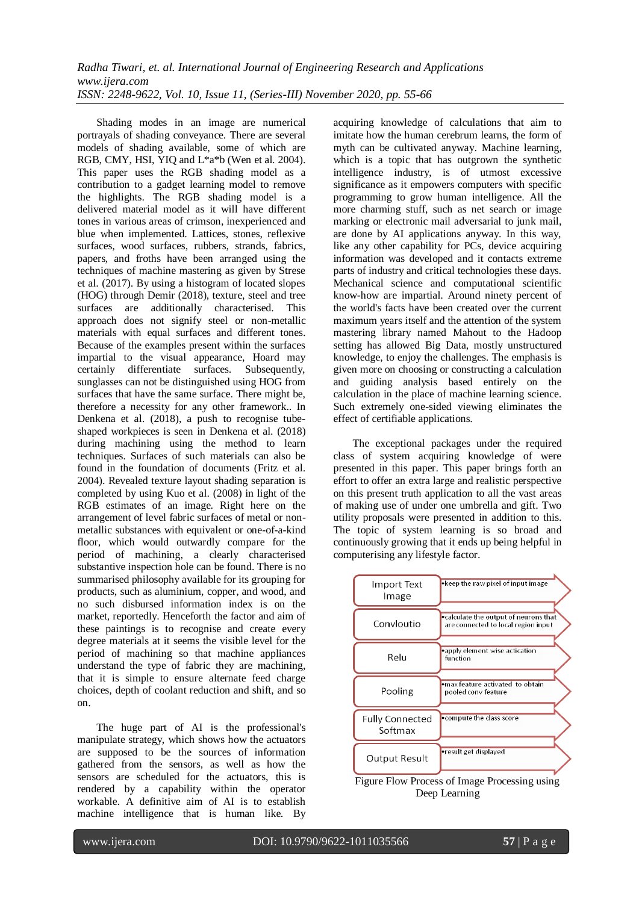Shading modes in an image are numerical portrayals of shading conveyance. There are several models of shading available, some of which are RGB, CMY, HSI, YIQ and L*a*b (Wen et al. 2004). This paper uses the RGB shading model as a contribution to a gadget learning model to remove the highlights. The RGB shading model is a delivered material model as it will have different tones in various areas of crimson, inexperienced and blue when implemented. Lattices, stones, reflexive surfaces, wood surfaces, rubbers, strands, fabrics, papers, and froths have been arranged using the techniques of machine mastering as given by Strese et al. (2017). By using a histogram of located slopes (HOG) through Demir (2018), texture, steel and tree surfaces are additionally characterised. This approach does not signify steel or non-metallic materials with equal surfaces and different tones. Because of the examples present within the surfaces impartial to the visual appearance, Hoard may certainly differentiate surfaces. Subsequently, sunglasses can not be distinguished using HOG from surfaces that have the same surface. There might be, therefore a necessity for any other framework.. In Denkena et al. (2018), a push to recognise tube-shaped workpieces is seen in Denkena et al. (2018) during machining using the method to learn techniques. Surfaces of such materials can also be found in the foundation of documents (Fritz et al. 2004). Revealed texture layout shading separation is completed by using Kuo et al. (2008) in light of the RGB estimates of an image. Right here on the arrangement of level fabric surfaces of metal or non-metallic substances with equivalent or one-of-a-kind floor, which would outwardly compare for the period of machining, a clearly characterised substantive inspection hole can be found. There is no summarised philosophy available for its grouping for products, such as aluminium, copper, and wood, and no such disbursed information index is on the market, reportedly. Henceforth the factor and aim of these paintings is to recognise and create every degree materials at it seems the visible level for the period of machining so that machine appliances understand the type of fabric they are machining, that it is simple to ensure alternate feed charge choices, depth of coolant reduction and shift, and so on.

The huge part of AI is the professional's manipulate strategy, which shows how the actuators are supposed to be the sources of information gathered from the sensors, as well as how the sensors are scheduled for the actuators, this is rendered by a capability within the operator workable. A definitive aim of AI is to establish machine intelligence that is human like. By acquiring knowledge of calculations that aim to imitate how the human cerebrum learns, the form of myth can be cultivated anyway. Machine learning, which is a topic that has outgrown the synthetic intelligence industry, is of utmost excessive significance as it empowers computers with specific programming to grow human intelligence. All the more charming stuff, such as net search or image marking or electronic mail adversarial to junk mail, are done by AI applications anyway. In this way, like any other capability for PCs, device acquiring information was developed and it contacts extreme parts of industry and critical technologies these days. Mechanical science and computational scientific know-how are impartial. Around ninety percent of the world's facts have been created over the current maximum years itself and the attention of the system mastering library named Mahout to the Hadoop setting has allowed Big Data, mostly unstructured knowledge, to enjoy the challenges. The emphasis is given more on choosing or constructing a calculation and guiding analysis based entirely on the calculation in the place of machine learning science. Such extremely one-sided viewing eliminates the effect of certifiable applications.

The exceptional packages under the required class of system acquiring knowledge of were presented in this paper. This paper brings forth an effort to offer an extra large and realistic perspective on this present truth application to all the vast areas of making use of under one umbrella and gift. Two utility proposals were presented in addition to this. The topic of system learning is so broad and continuously growing that it ends up being helpful in computerising any lifestyle factor.

| Step | Description |
|---|---|
| Import Text Image | •keep the raw pixel of input image |
| Convloutio | •calculate the output of neurons that are connected to local region input |
| Relu | •apply element wise actication function |
| Pooling | •max feature activated to obtain pooled conv feature |
| Fully Connected Softmax | •compute the class score |
| Output Result | •result get displayed |

Figure Flow Process of Image Processing using Deep Learning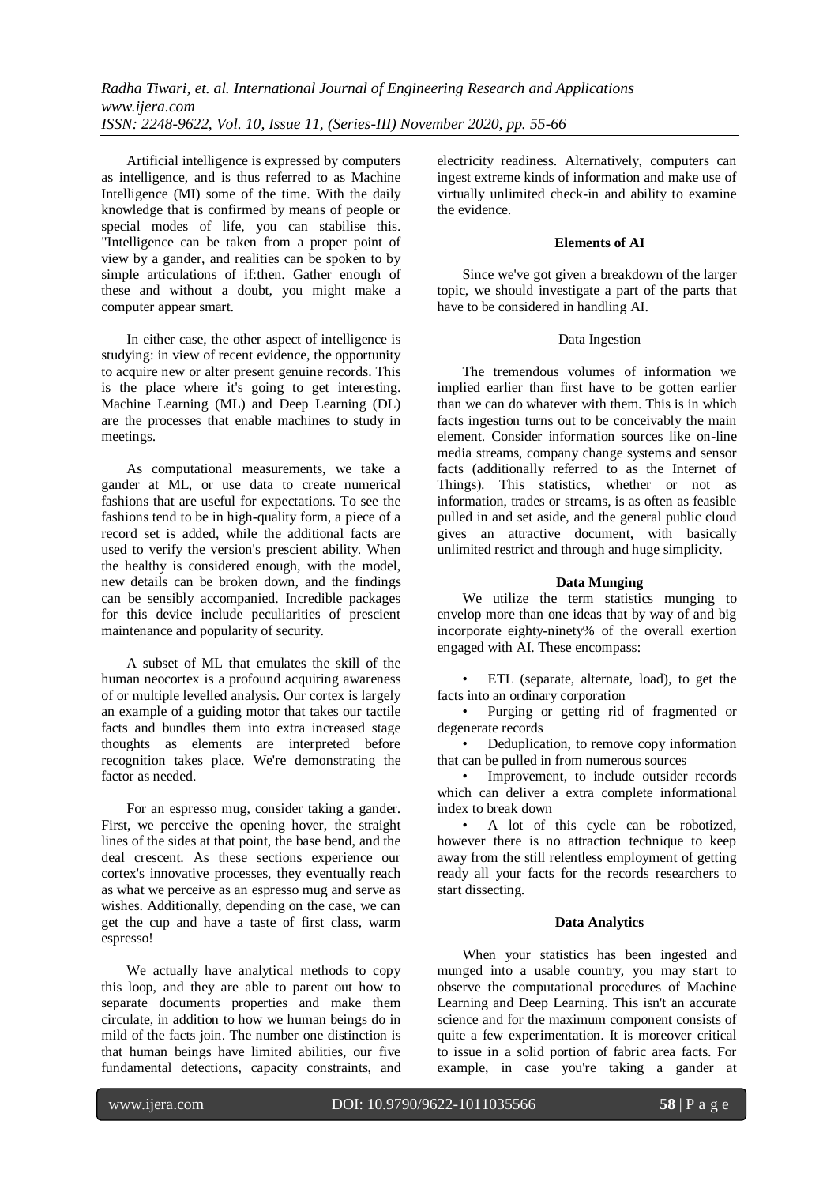Artificial intelligence is expressed by computers as intelligence, and is thus referred to as Machine Intelligence (MI) some of the time. With the daily knowledge that is confirmed by means of people or special modes of life, you can stabilise this. "Intelligence can be taken from a proper point of view by a gander, and realities can be spoken to by simple articulations of if:then. Gather enough of these and without a doubt, you might make a computer appear smart.

In either case, the other aspect of intelligence is studying: in view of recent evidence, the opportunity to acquire new or alter present genuine records. This is the place where it's going to get interesting. Machine Learning (ML) and Deep Learning (DL) are the processes that enable machines to study in meetings.

As computational measurements, we take a gander at ML, or use data to create numerical fashions that are useful for expectations. To see the fashions tend to be in high-quality form, a piece of a record set is added, while the additional facts are used to verify the version's prescient ability. When the healthy is considered enough, with the model, new details can be broken down, and the findings can be sensibly accompanied. Incredible packages for this device include peculiarities of prescient maintenance and popularity of security.

A subset of ML that emulates the skill of the human neocortex is a profound acquiring awareness of or multiple levelled analysis. Our cortex is largely an example of a guiding motor that takes our tactile facts and bundles them into extra increased stage thoughts as elements are interpreted before recognition takes place. We're demonstrating the factor as needed.

For an espresso mug, consider taking a gander. First, we perceive the opening hover, the straight lines of the sides at that point, the base bend, and the deal crescent. As these sections experience our cortex's innovative processes, they eventually reach as what we perceive as an espresso mug and serve as wishes. Additionally, depending on the case, we can get the cup and have a taste of first class, warm espresso!

We actually have analytical methods to copy this loop, and they are able to parent out how to separate documents properties and make them circulate, in addition to how we human beings do in mild of the facts join. The number one distinction is that human beings have limited abilities, our five fundamental detections, capacity constraints, and electricity readiness. Alternatively, computers can ingest extreme kinds of information and make use of virtually unlimited check-in and ability to examine the evidence.

**Elements of AI**

Since we've got given a breakdown of the larger topic, we should investigate a part of the parts that have to be considered in handling AI.

Data Ingestion

The tremendous volumes of information we implied earlier than first have to be gotten earlier than we can do whatever with them. This is in which facts ingestion turns out to be conceivably the main element. Consider information sources like on-line media streams, company change systems and sensor facts (additionally referred to as the Internet of Things). This statistics, whether or not as information, trades or streams, is as often as feasible pulled in and set aside, and the general public cloud gives an attractive document, with basically unlimited restrict and through and huge simplicity.

**Data Munging**

We utilize the term statistics munging to envelop more than one ideas that by way of and big incorporate eighty-ninety% of the overall exertion engaged with AI. These encompass:

- ETL (separate, alternate, load), to get the facts into an ordinary corporation
- Purging or getting rid of fragmented or degenerate records
- Deduplication, to remove copy information that can be pulled in from numerous sources
- Improvement, to include outsider records which can deliver a extra complete informational index to break down
- A lot of this cycle can be robotized, however there is no attraction technique to keep away from the still relentless employment of getting ready all your facts for the records researchers to start dissecting.

**Data Analytics**

When your statistics has been ingested and munged into a usable country, you may start to observe the computational procedures of Machine Learning and Deep Learning. This isn't an accurate science and for the maximum component consists of quite a few experimentation. It is moreover critical to issue in a solid portion of fabric area facts. For example, in case you're taking a gander at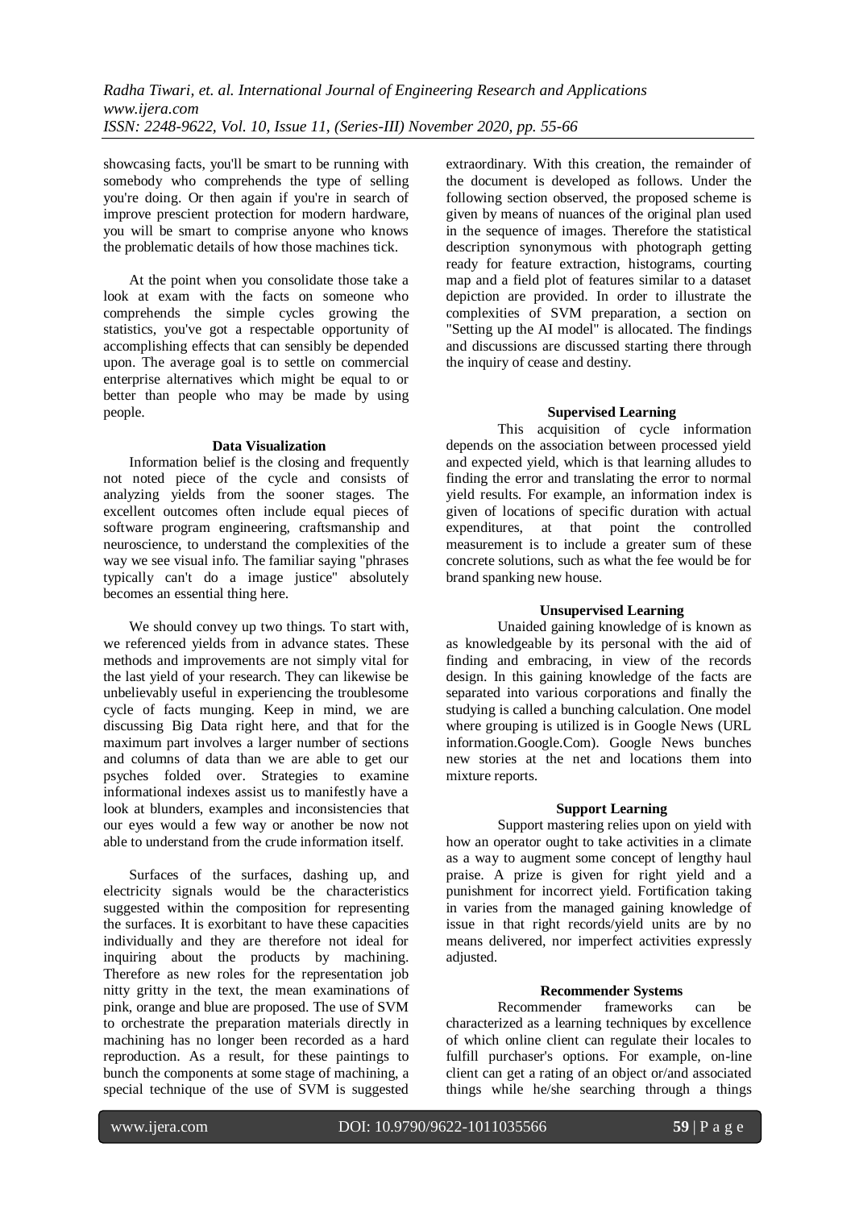showcasing facts, you'll be smart to be running with somebody who comprehends the type of selling you're doing. Or then again if you're in search of improve prescient protection for modern hardware, you will be smart to comprise anyone who knows the problematic details of how those machines tick.

At the point when you consolidate those take a look at exam with the facts on someone who comprehends the simple cycles growing the statistics, you've got a respectable opportunity of accomplishing effects that can sensibly be depended upon. The average goal is to settle on commercial enterprise alternatives which might be equal to or better than people who may be made by using people.

### Data Visualization

Information belief is the closing and frequently not noted piece of the cycle and consists of analyzing yields from the sooner stages. The excellent outcomes often include equal pieces of software program engineering, craftsmanship and neuroscience, to understand the complexities of the way we see visual info. The familiar saying "phrases typically can't do a image justice" absolutely becomes an essential thing here.

We should convey up two things. To start with, we referenced yields from in advance states. These methods and improvements are not simply vital for the last yield of your research. They can likewise be unbelievably useful in experiencing the troublesome cycle of facts munging. Keep in mind, we are discussing Big Data right here, and that for the maximum part involves a larger number of sections and columns of data than we are able to get our psyches folded over. Strategies to examine informational indexes assist us to manifestly have a look at blunders, examples and inconsistencies that our eyes would a few way or another be now not able to understand from the crude information itself.

Surfaces of the surfaces, dashing up, and electricity signals would be the characteristics suggested within the composition for representing the surfaces. It is exorbitant to have these capacities individually and they are therefore not ideal for inquiring about the products by machining. Therefore as new roles for the representation job nitty gritty in the text, the mean examinations of pink, orange and blue are proposed. The use of SVM to orchestrate the preparation materials directly in machining has no longer been recorded as a hard reproduction. As a result, for these paintings to bunch the components at some stage of machining, a special technique of the use of SVM is suggested extraordinary. With this creation, the remainder of the document is developed as follows. Under the following section observed, the proposed scheme is given by means of nuances of the original plan used in the sequence of images. Therefore the statistical description synonymous with photograph getting ready for feature extraction, histograms, courting map and a field plot of features similar to a dataset depiction are provided. In order to illustrate the complexities of SVM preparation, a section on "Setting up the AI model" is allocated. The findings and discussions are discussed starting there through the inquiry of cease and destiny.

### Supervised Learning

This acquisition of cycle information depends on the association between processed yield and expected yield, which is that learning alludes to finding the error and translating the error to normal yield results. For example, an information index is given of locations of specific duration with actual expenditures, at that point the controlled measurement is to include a greater sum of these concrete solutions, such as what the fee would be for brand spanking new house.

### Unsupervised Learning

Unaided gaining knowledge of is known as as knowledgeable by its personal with the aid of finding and embracing, in view of the records design. In this gaining knowledge of the facts are separated into various corporations and finally the studying is called a bunching calculation. One model where grouping is utilized is in Google News (URL information.Google.Com). Google News bunches new stories at the net and locations them into mixture reports.

### Support Learning

Support mastering relies upon on yield with how an operator ought to take activities in a climate as a way to augment some concept of lengthy haul praise. A prize is given for right yield and a punishment for incorrect yield. Fortification taking in varies from the managed gaining knowledge of issue in that right records/yield units are by no means delivered, nor imperfect activities expressly adjusted.

### Recommender Systems

Recommender frameworks can be characterized as a learning techniques by excellence of which online client can regulate their locales to fulfill purchaser's options. For example, on-line client can get a rating of an object or/and associated things while he/she searching through a things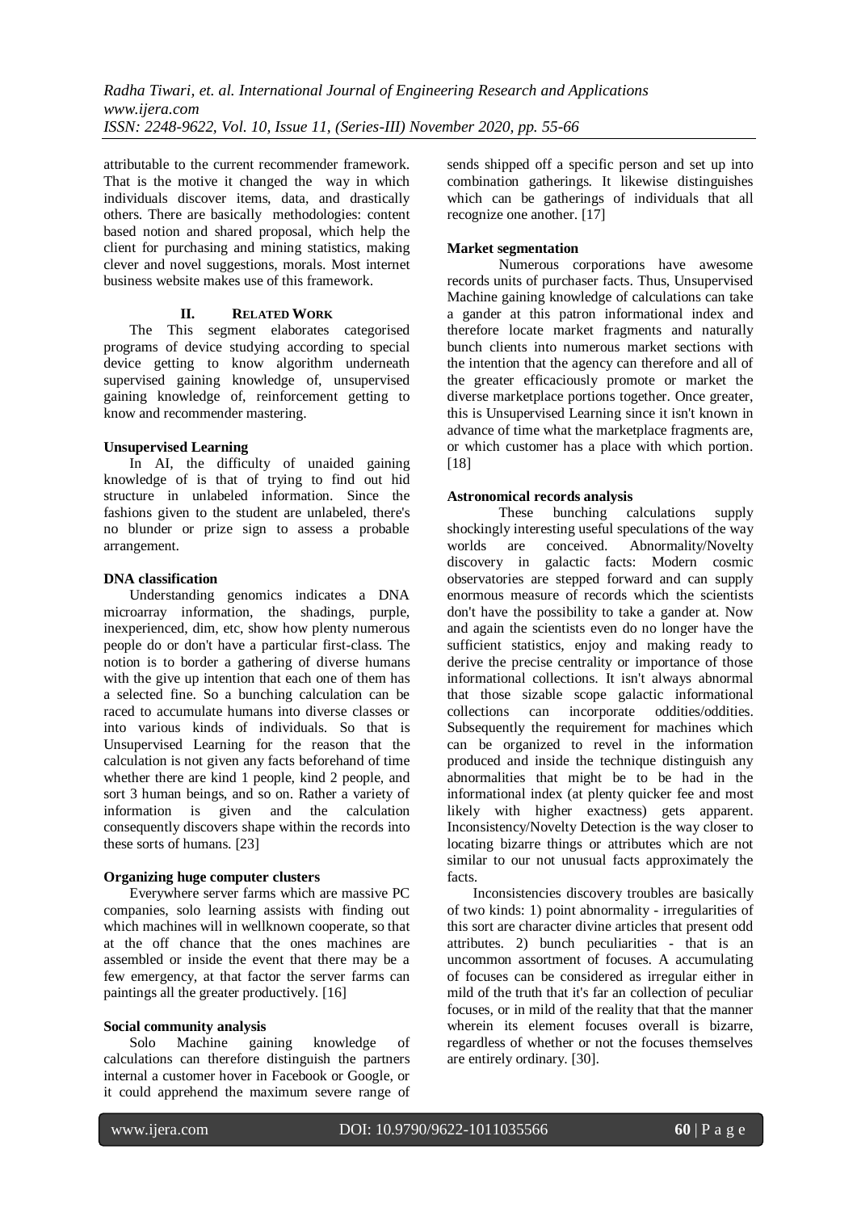attributable to the current recommender framework. That is the motive it changed the way in which individuals discover items, data, and drastically others. There are basically methodologies: content based notion and shared proposal, which help the client for purchasing and mining statistics, making clever and novel suggestions, morals. Most internet business website makes use of this framework.

## II. Related Work

The This segment elaborates categorised programs of device studying according to special device getting to know algorithm underneath supervised gaining knowledge of, unsupervised gaining knowledge of, reinforcement getting to know and recommender mastering.

### Unsupervised Learning

In AI, the difficulty of unaided gaining knowledge of is that of trying to find out hid structure in unlabeled information. Since the fashions given to the student are unlabeled, there's no blunder or prize sign to assess a probable arrangement.

### DNA classification

Understanding genomics indicates a DNA microarray information, the shadings, purple, inexperienced, dim, etc, show how plenty numerous people do or don't have a particular first-class. The notion is to border a gathering of diverse humans with the give up intention that each one of them has a selected fine. So a bunching calculation can be raced to accumulate humans into diverse classes or into various kinds of individuals. So that is Unsupervised Learning for the reason that the calculation is not given any facts beforehand of time whether there are kind 1 people, kind 2 people, and sort 3 human beings, and so on. Rather a variety of information is given and the calculation consequently discovers shape within the records into these sorts of humans. [23]

### Organizing huge computer clusters

Everywhere server farms which are massive PC companies, solo learning assists with finding out which machines will in wellknown cooperate, so that at the off chance that the ones machines are assembled or inside the event that there may be a few emergency, at that factor the server farms can paintings all the greater productively. [16]

### Social community analysis

Solo Machine gaining knowledge of calculations can therefore distinguish the partners internal a customer hover in Facebook or Google, or it could apprehend the maximum severe range of sends shipped off a specific person and set up into combination gatherings. It likewise distinguishes which can be gatherings of individuals that all recognize one another. [17]

### Market segmentation

Numerous corporations have awesome records units of purchaser facts. Thus, Unsupervised Machine gaining knowledge of calculations can take a gander at this patron informational index and therefore locate market fragments and naturally bunch clients into numerous market sections with the intention that the agency can therefore and all of the greater efficaciously promote or market the diverse marketplace portions together. Once greater, this is Unsupervised Learning since it isn't known in advance of time what the marketplace fragments are, or which customer has a place with which portion. [18]

### Astronomical records analysis

These bunching calculations supply shockingly interesting useful speculations of the way worlds are conceived. Abnormality/Novelty discovery in galactic facts: Modern cosmic observatories are stepped forward and can supply enormous measure of records which the scientists don't have the possibility to take a gander at. Now and again the scientists even do no longer have the sufficient statistics, enjoy and making ready to derive the precise centrality or importance of those informational collections. It isn't always abnormal that those sizable scope galactic informational collections can incorporate oddities/oddities. Subsequently the requirement for machines which can be organized to revel in the information produced and inside the technique distinguish any abnormalities that might be to be had in the informational index (at plenty quicker fee and most likely with higher exactness) gets apparent. Inconsistency/Novelty Detection is the way closer to locating bizarre things or attributes which are not similar to our not unusual facts approximately the facts.

Inconsistencies discovery troubles are basically of two kinds: 1) point abnormality - irregularities of this sort are character divine articles that present odd attributes. 2) bunch peculiarities - that is an uncommon assortment of focuses. A accumulating of focuses can be considered as irregular either in mild of the truth that it's far an collection of peculiar focuses, or in mild of the reality that that the manner wherein its element focuses overall is bizarre, regardless of whether or not the focuses themselves are entirely ordinary. [30].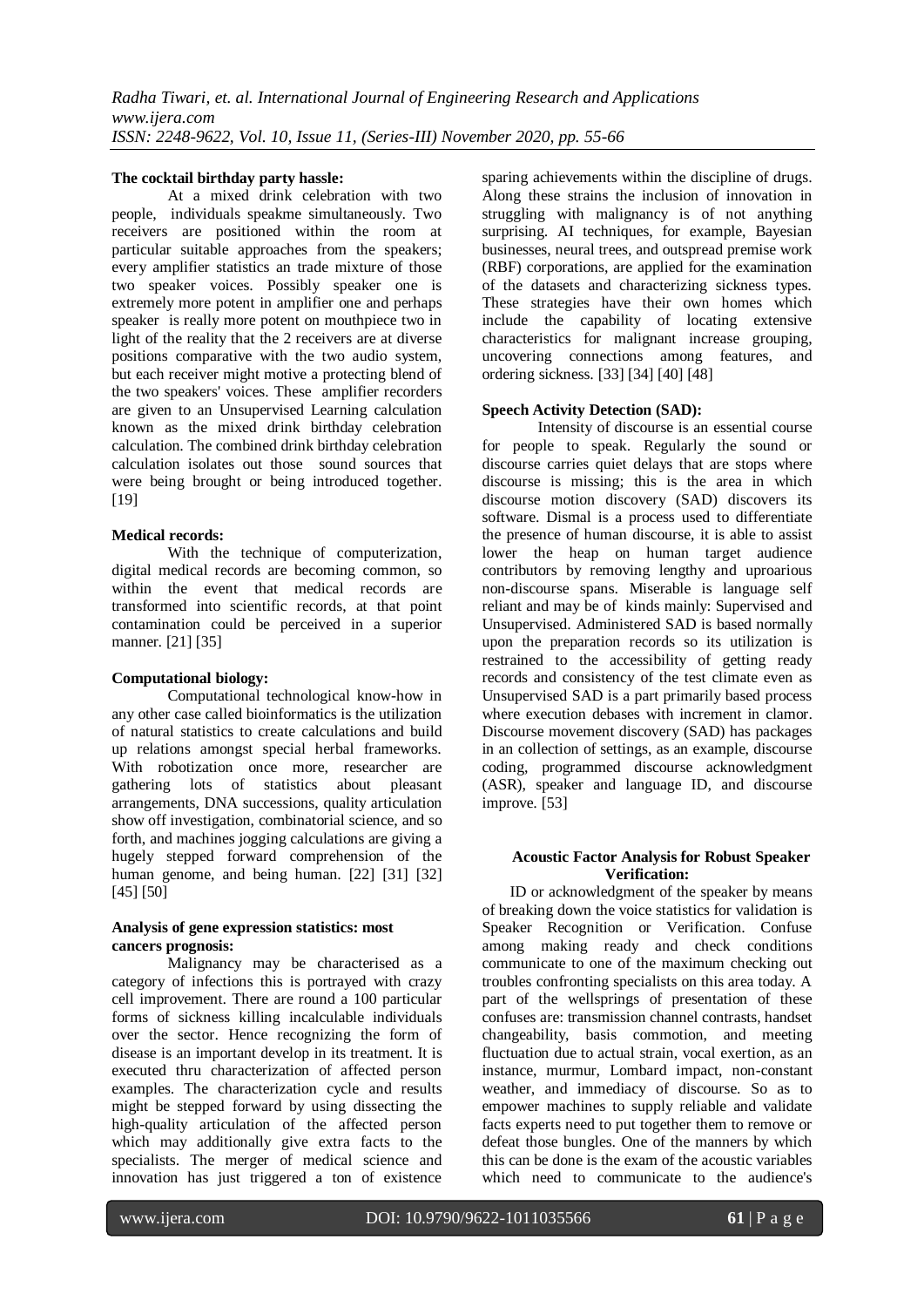**The cocktail birthday party hassle:**

At a mixed drink celebration with two people, individuals speakme simultaneously. Two receivers are positioned within the room at particular suitable approaches from the speakers; every amplifier statistics an trade mixture of those two speaker voices. Possibly speaker one is extremely more potent in amplifier one and perhaps speaker is really more potent on mouthpiece two in light of the reality that the 2 receivers are at diverse positions comparative with the two audio system, but each receiver might motive a protecting blend of the two speakers' voices. These amplifier recorders are given to an Unsupervised Learning calculation known as the mixed drink birthday celebration calculation. The combined drink birthday celebration calculation isolates out those sound sources that were being brought or being introduced together. [19]

**Medical records:**

With the technique of computerization, digital medical records are becoming common, so within the event that medical records are transformed into scientific records, at that point contamination could be perceived in a superior manner. [21] [35]

**Computational biology:**

Computational technological know-how in any other case called bioinformatics is the utilization of natural statistics to create calculations and build up relations amongst special herbal frameworks. With robotization once more, researcher are gathering lots of statistics about pleasant arrangements, DNA successions, quality articulation show off investigation, combinatorial science, and so forth, and machines jogging calculations are giving a hugely stepped forward comprehension of the human genome, and being human. [22] [31] [32] [45] [50]

**Analysis of gene expression statistics: most cancers prognosis:**

Malignancy may be characterised as a category of infections this is portrayed with crazy cell improvement. There are round a 100 particular forms of sickness killing incalculable individuals over the sector. Hence recognizing the form of disease is an important develop in its treatment. It is executed thru characterization of affected person examples. The characterization cycle and results might be stepped forward by using dissecting the high-quality articulation of the affected person which may additionally give extra facts to the specialists. The merger of medical science and innovation has just triggered a ton of existence sparing achievements within the discipline of drugs. Along these strains the inclusion of innovation in struggling with malignancy is of not anything surprising. AI techniques, for example, Bayesian businesses, neural trees, and outspread premise work (RBF) corporations, are applied for the examination of the datasets and characterizing sickness types. These strategies have their own homes which include the capability of locating extensive characteristics for malignant increase grouping, uncovering connections among features, and ordering sickness. [33] [34] [40] [48]

**Speech Activity Detection (SAD):**

Intensity of discourse is an essential course for people to speak. Regularly the sound or discourse carries quiet delays that are stops where discourse is missing; this is the area in which discourse motion discovery (SAD) discovers its software. Dismal is a process used to differentiate the presence of human discourse, it is able to assist lower the heap on human target audience contributors by removing lengthy and uproarious non-discourse spans. Miserable is language self reliant and may be of kinds mainly: Supervised and Unsupervised. Administered SAD is based normally upon the preparation records so its utilization is restrained to the accessibility of getting ready records and consistency of the test climate even as Unsupervised SAD is a part primarily based process where execution debases with increment in clamor. Discourse movement discovery (SAD) has packages in an collection of settings, as an example, discourse coding, programmed discourse acknowledgment (ASR), speaker and language ID, and discourse improve. [53]

**Acoustic Factor Analysis for Robust Speaker Verification:**

ID or acknowledgment of the speaker by means of breaking down the voice statistics for validation is Speaker Recognition or Verification. Confuse among making ready and check conditions communicate to one of the maximum checking out troubles confronting specialists on this area today. A part of the wellsprings of presentation of these confuses are: transmission channel contrasts, handset changeability, basis commotion, and meeting fluctuation due to actual strain, vocal exertion, as an instance, murmur, Lombard impact, non-constant weather, and immediacy of discourse. So as to empower machines to supply reliable and validate facts experts need to put together them to remove or defeat those bungles. One of the manners by which this can be done is the exam of the acoustic variables which need to communicate to the audience's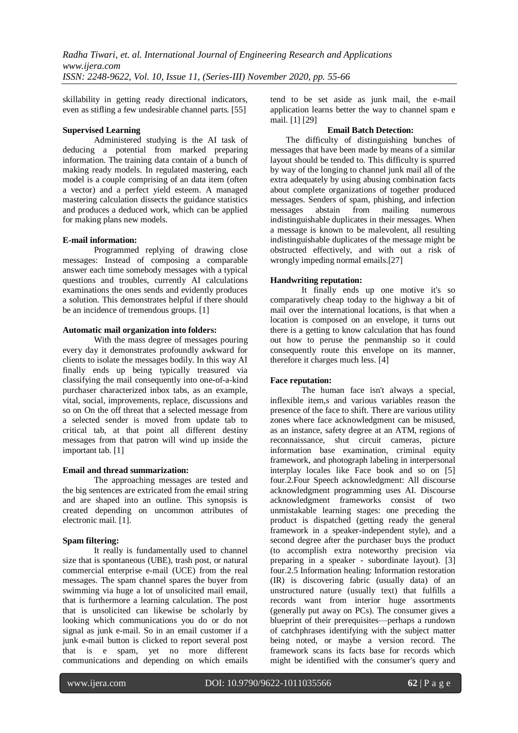skillability in getting ready directional indicators, even as stifling a few undesirable channel parts. [55]

**Supervised Learning**

Administered studying is the AI task of deducing a potential from marked preparing information. The training data contain of a bunch of making ready models. In regulated mastering, each model is a couple comprising of an data item (often a vector) and a perfect yield esteem. A managed mastering calculation dissects the guidance statistics and produces a deduced work, which can be applied for making plans new models.

**E-mail information:**

Programmed replying of drawing close messages: Instead of composing a comparable answer each time somebody messages with a typical questions and troubles, currently AI calculations examinations the ones sends and evidently produces a solution. This demonstrates helpful if there should be an incidence of tremendous groups. [1]

**Automatic mail organization into folders:**

With the mass degree of messages pouring every day it demonstrates profoundly awkward for clients to isolate the messages bodily. In this way AI finally ends up being typically treasured via classifying the mail consequently into one-of-a-kind purchaser characterized inbox tabs, as an example, vital, social, improvements, replace, discussions and so on On the off threat that a selected message from a selected sender is moved from update tab to critical tab, at that point all different destiny messages from that patron will wind up inside the important tab. [1]

**Email and thread summarization:**

The approaching messages are tested and the big sentences are extricated from the email string and are shaped into an outline. This synopsis is created depending on uncommon attributes of electronic mail. [1].

**Spam filtering:**

It really is fundamentally used to channel size that is spontaneous (UBE), trash post, or natural commercial enterprise e-mail (UCE) from the real messages. The spam channel spares the buyer from swimming via huge a lot of unsolicited mail email, that is furthermore a learning calculation. The post that is unsolicited can likewise be scholarly by looking which communications you do or do not signal as junk e-mail. So in an email customer if a junk e-mail button is clicked to report several post that is e spam, yet no more different communications and depending on which emails tend to be set aside as junk mail, the e-mail application learns better the way to channel spam e mail. [1] [29]

**Email Batch Detection:**

The difficulty of distinguishing bunches of messages that have been made by means of a similar layout should be tended to. This difficulty is spurred by way of the longing to channel junk mail all of the extra adequately by using abusing combination facts about complete organizations of together produced messages. Senders of spam, phishing, and infection messages abstain from mailing numerous indistinguishable duplicates in their messages. When a message is known to be malevolent, all resulting indistinguishable duplicates of the message might be obstructed effectively, and with out a risk of wrongly impeding normal emails.[27]

**Handwriting reputation:**

It finally ends up one motive it's so comparatively cheap today to the highway a bit of mail over the international locations, is that when a location is composed on an envelope, it turns out there is a getting to know calculation that has found out how to peruse the penmanship so it could consequently route this envelope on its manner, therefore it charges much less. [4]

**Face reputation:**

The human face isn't always a special, inflexible item,s and various variables reason the presence of the face to shift. There are various utility zones where face acknowledgment can be misused, as an instance, safety degree at an ATM, regions of reconnaissance, shut circuit cameras, picture information base examination, criminal equity framework, and photograph labeling in interpersonal interplay locales like Face book and so on [5] four.2.Four Speech acknowledgment: All discourse acknowledgment programming uses AI. Discourse acknowledgment frameworks consist of two unmistakable learning stages: one preceding the product is dispatched (getting ready the general framework in a speaker-independent style), and a second degree after the purchaser buys the product (to accomplish extra noteworthy precision via preparing in a speaker - subordinate layout). [3] four.2.5 Information healing: Information restoration (IR) is discovering fabric (usually data) of an unstructured nature (usually text) that fulfills a records want from interior huge assortments (generally put away on PCs). The consumer gives a blueprint of their prerequisites—perhaps a rundown of catchphrases identifying with the subject matter being noted, or maybe a version record. The framework scans its facts base for records which might be identified with the consumer's query and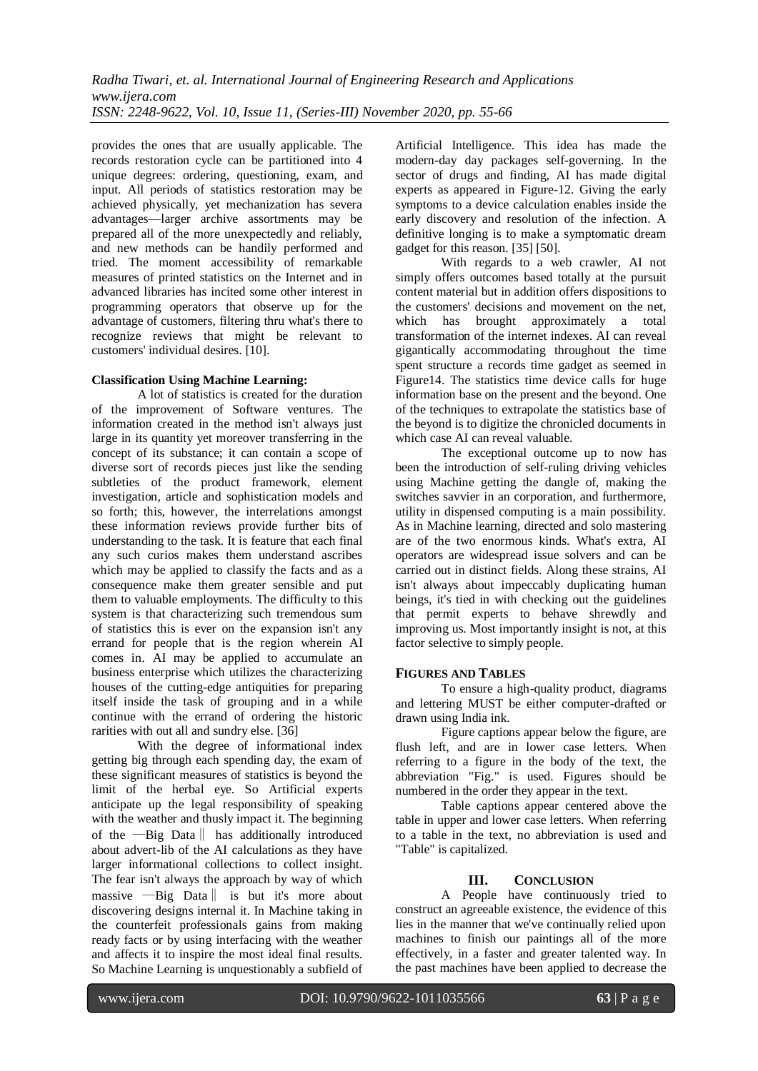provides the ones that are usually applicable. The records restoration cycle can be partitioned into 4 unique degrees: ordering, questioning, exam, and input. All periods of statistics restoration may be achieved physically, yet mechanization has severa advantages—larger archive assortments may be prepared all of the more unexpectedly and reliably, and new methods can be handily performed and tried. The moment accessibility of remarkable measures of printed statistics on the Internet and in advanced libraries has incited some other interest in programming operators that observe up for the advantage of customers, filtering thru what's there to recognize reviews that might be relevant to customers' individual desires. [10].

**Classification Using Machine Learning:**

A lot of statistics is created for the duration of the improvement of Software ventures. The information created in the method isn't always just large in its quantity yet moreover transferring in the concept of its substance; it can contain a scope of diverse sort of records pieces just like the sending subtleties of the product framework, element investigation, article and sophistication models and so forth; this, however, the interrelations amongst these information reviews provide further bits of understanding to the task. It is feature that each final any such curios makes them understand ascribes which may be applied to classify the facts and as a consequence make them greater sensible and put them to valuable employments. The difficulty to this system is that characterizing such tremendous sum of statistics this is ever on the expansion isn't any errand for people that is the region wherein AI comes in. AI may be applied to accumulate an business enterprise which utilizes the characterizing houses of the cutting-edge antiquities for preparing itself inside the task of grouping and in a while continue with the errand of ordering the historic rarities with out all and sundry else. [36]

With the degree of informational index getting big through each spending day, the exam of these significant measures of statistics is beyond the limit of the herbal eye. So Artificial experts anticipate up the legal responsibility of speaking with the weather and thusly impact it. The beginning of the ―Big Data‖ has additionally introduced about advert-lib of the AI calculations as they have larger informational collections to collect insight. The fear isn't always the approach by way of which massive ―Big Data‖ is but it's more about discovering designs internal it. In Machine taking in the counterfeit professionals gains from making ready facts or by using interfacing with the weather and affects it to inspire the most ideal final results. So Machine Learning is unquestionably a subfield of Artificial Intelligence. This idea has made the modern-day day packages self-governing. In the sector of drugs and finding, AI has made digital experts as appeared in Figure-12. Giving the early symptoms to a device calculation enables inside the early discovery and resolution of the infection. A definitive longing is to make a symptomatic dream gadget for this reason. [35] [50].

With regards to a web crawler, AI not simply offers outcomes based totally at the pursuit content material but in addition offers dispositions to the customers' decisions and movement on the net, which has brought approximately a total transformation of the internet indexes. AI can reveal gigantically accommodating throughout the time spent structure a records time gadget as seemed in Figure14. The statistics time device calls for huge information base on the present and the beyond. One of the techniques to extrapolate the statistics base of the beyond is to digitize the chronicled documents in which case AI can reveal valuable.

The exceptional outcome up to now has been the introduction of self-ruling driving vehicles using Machine getting the dangle of, making the switches savvier in an corporation, and furthermore, utility in dispensed computing is a main possibility. As in Machine learning, directed and solo mastering are of the two enormous kinds. What's extra, AI operators are widespread issue solvers and can be carried out in distinct fields. Along these strains, AI isn't always about impeccably duplicating human beings, it's tied in with checking out the guidelines that permit experts to behave shrewdly and improving us. Most importantly insight is not, at this factor selective to simply people.

**FIGURES AND TABLES**

To ensure a high-quality product, diagrams and lettering MUST be either computer-drafted or drawn using India ink.

Figure captions appear below the figure, are flush left, and are in lower case letters. When referring to a figure in the body of the text, the abbreviation "Fig." is used. Figures should be numbered in the order they appear in the text.

Table captions appear centered above the table in upper and lower case letters. When referring to a table in the text, no abbreviation is used and "Table" is capitalized.

## III. CONCLUSION

A People have continuously tried to construct an agreeable existence, the evidence of this lies in the manner that we've continually relied upon machines to finish our paintings all of the more effectively, in a faster and greater talented way. In the past machines have been applied to decrease the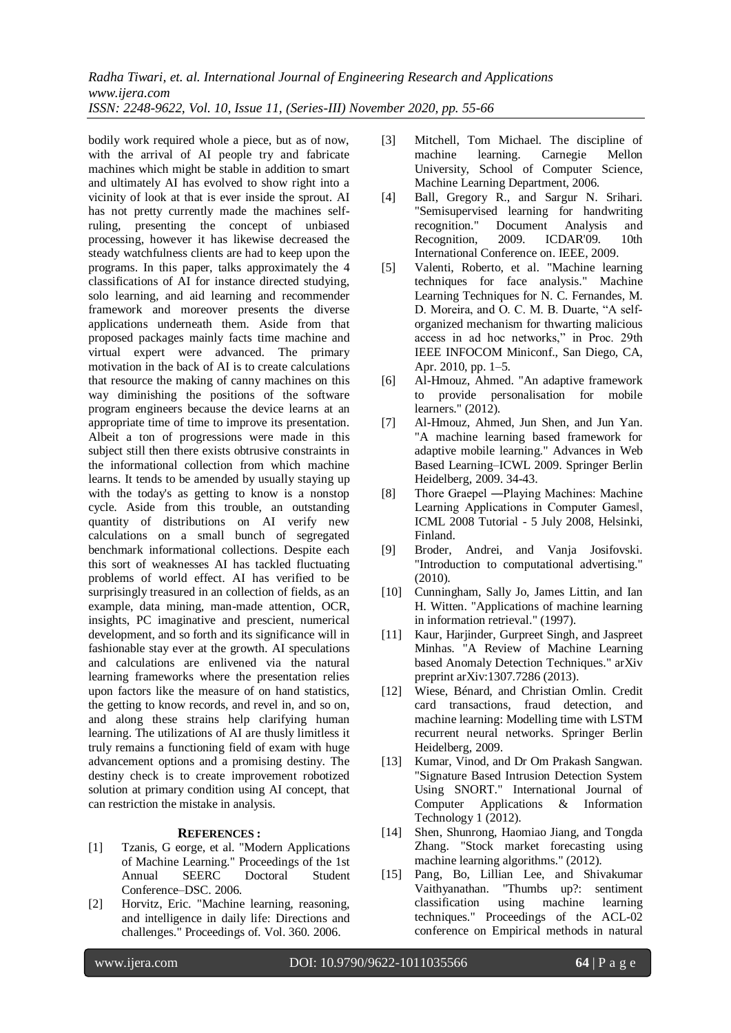bodily work required whole a piece, but as of now, with the arrival of AI people try and fabricate machines which might be stable in addition to smart and ultimately AI has evolved to show right into a vicinity of look at that is ever inside the sprout. AI has not pretty currently made the machines self-ruling, presenting the concept of unbiased processing, however it has likewise decreased the steady watchfulness clients are had to keep upon the programs. In this paper, talks approximately the 4 classifications of AI for instance directed studying, solo learning, and aid learning and recommender framework and moreover presents the diverse applications underneath them. Aside from that proposed packages mainly facts time machine and virtual expert were advanced. The primary motivation in the back of AI is to create calculations that resource the making of canny machines on this way diminishing the positions of the software program engineers because the device learns at an appropriate time of time to improve its presentation. Albeit a ton of progressions were made in this subject still then there exists obtrusive constraints in the informational collection from which machine learns. It tends to be amended by usually staying up with the today's as getting to know is a nonstop cycle. Aside from this trouble, an outstanding quantity of distributions on AI verify new calculations on a small bunch of segregated benchmark informational collections. Despite each this sort of weaknesses AI has tackled fluctuating problems of world effect. AI has verified to be surprisingly treasured in an collection of fields, as an example, data mining, man-made attention, OCR, insights, PC imaginative and prescient, numerical development, and so forth and its significance will in fashionable stay ever at the growth. AI speculations and calculations are enlivened via the natural learning frameworks where the presentation relies upon factors like the measure of on hand statistics, the getting to know records, and revel in, and so on, and along these strains help clarifying human learning. The utilizations of AI are thusly limitless it truly remains a functioning field of exam with huge advancement options and a promising destiny. The destiny check is to create improvement robotized solution at primary condition using AI concept, that can restriction the mistake in analysis.

## REFERENCES :

[1] Tzanis, G eorge, et al. "Modern Applications of Machine Learning." Proceedings of the 1st Annual SEERC Doctoral Student Conference–DSC. 2006.

[2] Horvitz, Eric. "Machine learning, reasoning, and intelligence in daily life: Directions and challenges." Proceedings of. Vol. 360. 2006.

[3] Mitchell, Tom Michael. The discipline of machine learning. Carnegie Mellon University, School of Computer Science, Machine Learning Department, 2006.

[4] Ball, Gregory R., and Sargur N. Srihari. "Semisupervised learning for handwriting recognition." Document Analysis and Recognition, 2009. ICDAR'09. 10th International Conference on. IEEE, 2009.

[5] Valenti, Roberto, et al. "Machine learning techniques for face analysis." Machine Learning Techniques for N. C. Fernandes, M. D. Moreira, and O. C. M. B. Duarte, "A self-organized mechanism for thwarting malicious access in ad hoc networks," in Proc. 29th IEEE INFOCOM Miniconf., San Diego, CA, Apr. 2010, pp. 1–5.

[6] Al-Hmouz, Ahmed. "An adaptive framework to provide personalisation for mobile learners." (2012).

[7] Al-Hmouz, Ahmed, Jun Shen, and Jun Yan. "A machine learning based framework for adaptive mobile learning." Advances in Web Based Learning–ICWL 2009. Springer Berlin Heidelberg, 2009. 34-43.

[8] Thore Graepel ―Playing Machines: Machine Learning Applications in Computer Games‖, ICML 2008 Tutorial - 5 July 2008, Helsinki, Finland.

[9] Broder, Andrei, and Vanja Josifovski. "Introduction to computational advertising." (2010).

[10] Cunningham, Sally Jo, James Littin, and Ian H. Witten. "Applications of machine learning in information retrieval." (1997).

[11] Kaur, Harjinder, Gurpreet Singh, and Jaspreet Minhas. "A Review of Machine Learning based Anomaly Detection Techniques." arXiv preprint arXiv:1307.7286 (2013).

[12] Wiese, Bénard, and Christian Omlin. Credit card transactions, fraud detection, and machine learning: Modelling time with LSTM recurrent neural networks. Springer Berlin Heidelberg, 2009.

[13] Kumar, Vinod, and Dr Om Prakash Sangwan. "Signature Based Intrusion Detection System Using SNORT." International Journal of Computer Applications & Information Technology 1 (2012).

[14] Shen, Shunrong, Haomiao Jiang, and Tongda Zhang. "Stock market forecasting using machine learning algorithms." (2012).

[15] Pang, Bo, Lillian Lee, and Shivakumar Vaithyanathan. "Thumbs up?: sentiment classification using machine learning techniques." Proceedings of the ACL-02 conference on Empirical methods in natural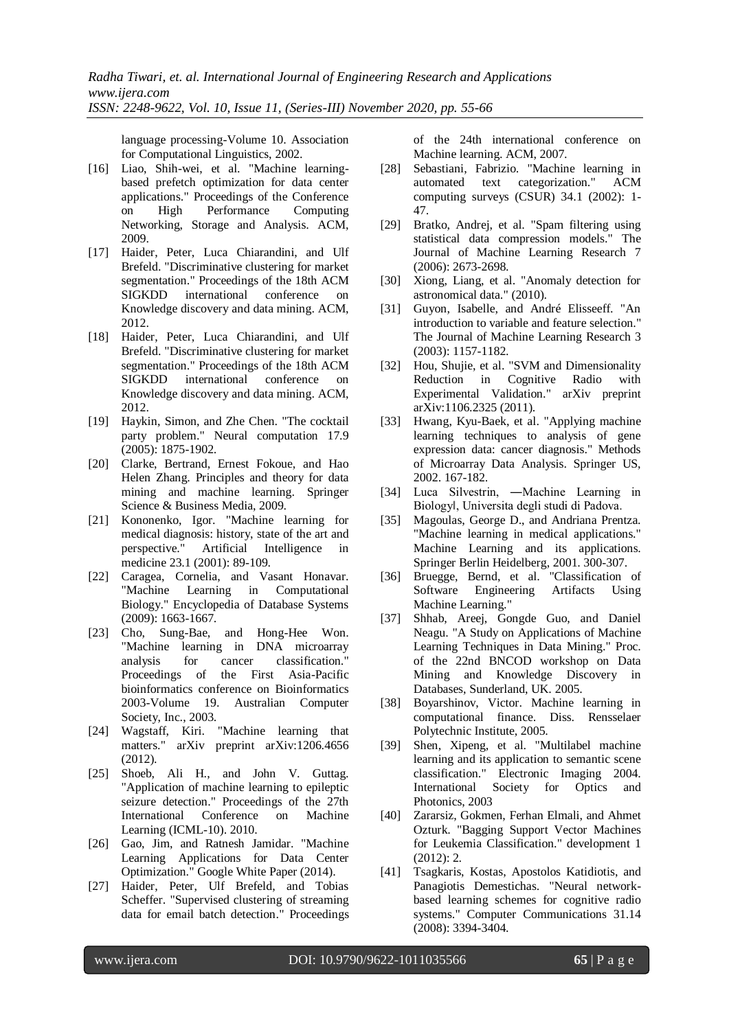language processing-Volume 10. Association for Computational Linguistics, 2002.

[16] Liao, Shih-wei, et al. "Machine learning-based prefetch optimization for data center applications." Proceedings of the Conference on High Performance Computing Networking, Storage and Analysis. ACM, 2009.

[17] Haider, Peter, Luca Chiarandini, and Ulf Brefeld. "Discriminative clustering for market segmentation." Proceedings of the 18th ACM SIGKDD international conference on Knowledge discovery and data mining. ACM, 2012.

[18] Haider, Peter, Luca Chiarandini, and Ulf Brefeld. "Discriminative clustering for market segmentation." Proceedings of the 18th ACM SIGKDD international conference on Knowledge discovery and data mining. ACM, 2012.

[19] Haykin, Simon, and Zhe Chen. "The cocktail party problem." Neural computation 17.9 (2005): 1875-1902.

[20] Clarke, Bertrand, Ernest Fokoue, and Hao Helen Zhang. Principles and theory for data mining and machine learning. Springer Science & Business Media, 2009.

[21] Kononenko, Igor. "Machine learning for medical diagnosis: history, state of the art and perspective." Artificial Intelligence in medicine 23.1 (2001): 89-109.

[22] Caragea, Cornelia, and Vasant Honavar. "Machine Learning in Computational Biology." Encyclopedia of Database Systems (2009): 1663-1667.

[23] Cho, Sung-Bae, and Hong-Hee Won. "Machine learning in DNA microarray analysis for cancer classification." Proceedings of the First Asia-Pacific bioinformatics conference on Bioinformatics 2003-Volume 19. Australian Computer Society, Inc., 2003.

[24] Wagstaff, Kiri. "Machine learning that matters." arXiv preprint arXiv:1206.4656 (2012).

[25] Shoeb, Ali H., and John V. Guttag. "Application of machine learning to epileptic seizure detection." Proceedings of the 27th International Conference on Machine Learning (ICML-10). 2010.

[26] Gao, Jim, and Ratnesh Jamidar. "Machine Learning Applications for Data Center Optimization." Google White Paper (2014).

[27] Haider, Peter, Ulf Brefeld, and Tobias Scheffer. "Supervised clustering of streaming data for email batch detection." Proceedings of the 24th international conference on Machine learning. ACM, 2007.

[28] Sebastiani, Fabrizio. "Machine learning in automated text categorization." ACM computing surveys (CSUR) 34.1 (2002): 1-47.

[29] Bratko, Andrej, et al. "Spam filtering using statistical data compression models." The Journal of Machine Learning Research 7 (2006): 2673-2698.

[30] Xiong, Liang, et al. "Anomaly detection for astronomical data." (2010).

[31] Guyon, Isabelle, and André Elisseeff. "An introduction to variable and feature selection." The Journal of Machine Learning Research 3 (2003): 1157-1182.

[32] Hou, Shujie, et al. "SVM and Dimensionality Reduction in Cognitive Radio with Experimental Validation." arXiv preprint arXiv:1106.2325 (2011).

[33] Hwang, Kyu-Baek, et al. "Applying machine learning techniques to analysis of gene expression data: cancer diagnosis." Methods of Microarray Data Analysis. Springer US, 2002. 167-182.

[34] Luca Silvestrin, ―Machine Learning in Biology‖, Universita degli studi di Padova.

[35] Magoulas, George D., and Andriana Prentza. "Machine learning in medical applications." Machine Learning and its applications. Springer Berlin Heidelberg, 2001. 300-307.

[36] Bruegge, Bernd, et al. "Classification of Software Engineering Artifacts Using Machine Learning."

[37] Shhab, Areej, Gongde Guo, and Daniel Neagu. "A Study on Applications of Machine Learning Techniques in Data Mining." Proc. of the 22nd BNCOD workshop on Data Mining and Knowledge Discovery in Databases, Sunderland, UK. 2005.

[38] Boyarshinov, Victor. Machine learning in computational finance. Diss. Rensselaer Polytechnic Institute, 2005.

[39] Shen, Xipeng, et al. "Multilabel machine learning and its application to semantic scene classification." Electronic Imaging 2004. International Society for Optics and Photonics, 2003

[40] Zararsiz, Gokmen, Ferhan Elmali, and Ahmet Ozturk. "Bagging Support Vector Machines for Leukemia Classification." development 1 (2012): 2.

[41] Tsagkaris, Kostas, Apostolos Katidiotis, and Panagiotis Demestichas. "Neural network-based learning schemes for cognitive radio systems." Computer Communications 31.14 (2008): 3394-3404.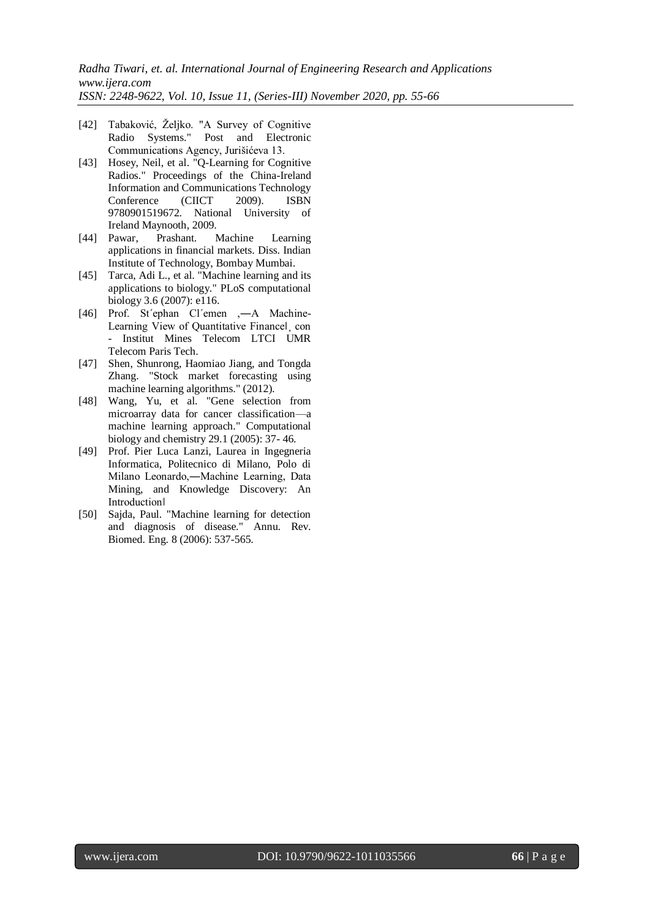[42] Tabaković, Željko. "A Survey of Cognitive Radio Systems." Post and Electronic Communications Agency, Jurišićeva 13.

[43] Hosey, Neil, et al. "Q-Learning for Cognitive Radios." Proceedings of the China-Ireland Information and Communications Technology Conference (CIICT 2009). ISBN 9780901519672. National University of Ireland Maynooth, 2009.

[44] Pawar, Prashant. Machine Learning applications in financial markets. Diss. Indian Institute of Technology, Bombay Mumbai.

[45] Tarca, Adi L., et al. "Machine learning and its applications to biology." PLoS computational biology 3.6 (2007): e116.

[46] Prof. St´ephan Cl´emen ,―A Machine-Learning View of Quantitative Finance‖¸ con - Institut Mines Telecom LTCI UMR Telecom Paris Tech.

[47] Shen, Shunrong, Haomiao Jiang, and Tongda Zhang. "Stock market forecasting using machine learning algorithms." (2012).

[48] Wang, Yu, et al. "Gene selection from microarray data for cancer classification—a machine learning approach." Computational biology and chemistry 29.1 (2005): 37- 46.

[49] Prof. Pier Luca Lanzi, Laurea in Ingegneria Informatica, Politecnico di Milano, Polo di Milano Leonardo,―Machine Learning, Data Mining, and Knowledge Discovery: An Introduction‖

[50] Sajda, Paul. "Machine learning for detection and diagnosis of disease." Annu. Rev. Biomed. Eng. 8 (2006): 537-565.